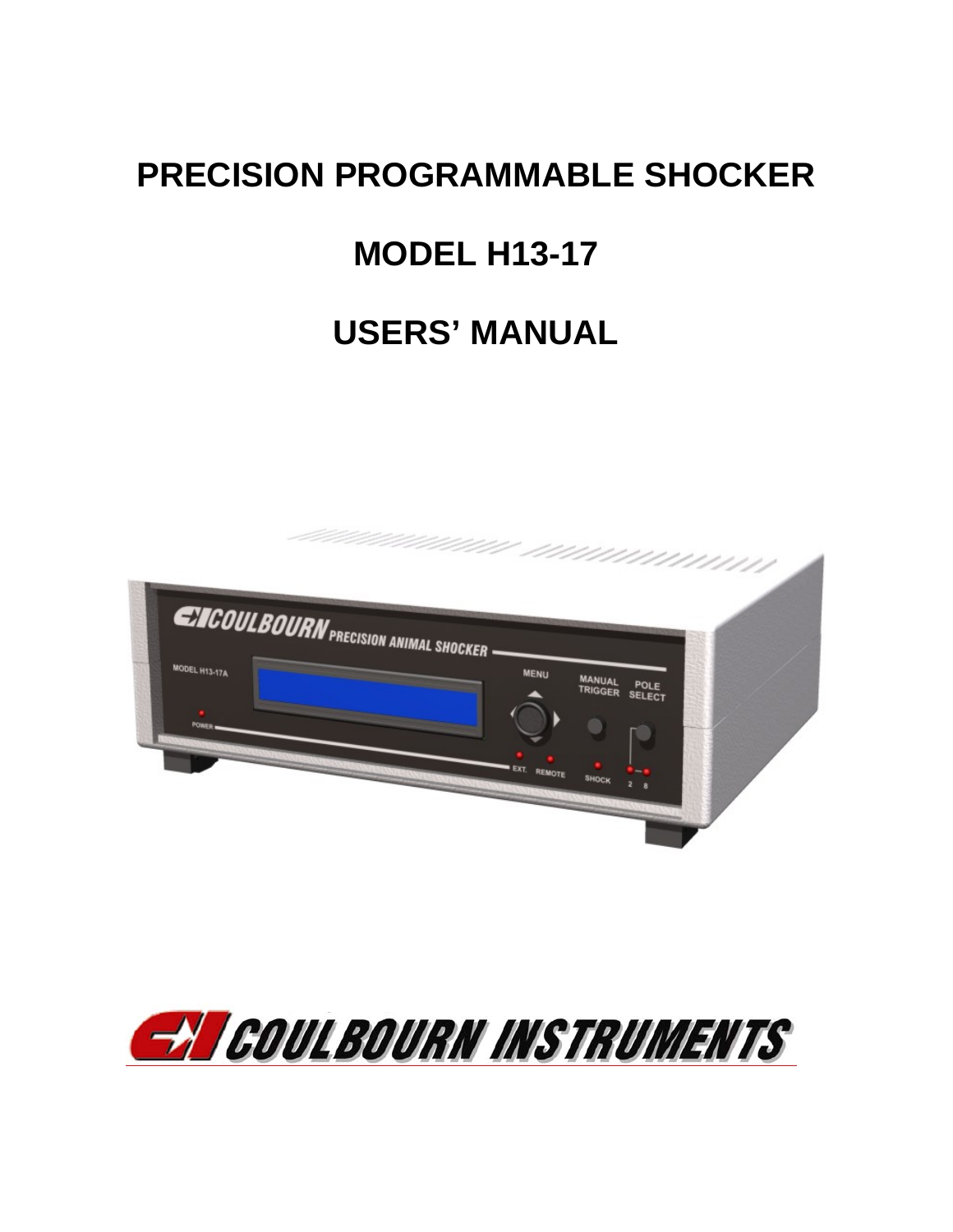# PRECISION PROGRAMMABLE SHOCKER

# MODEL H13-17

# USERS' MANUAL

COULBOURN INSTRUMENTS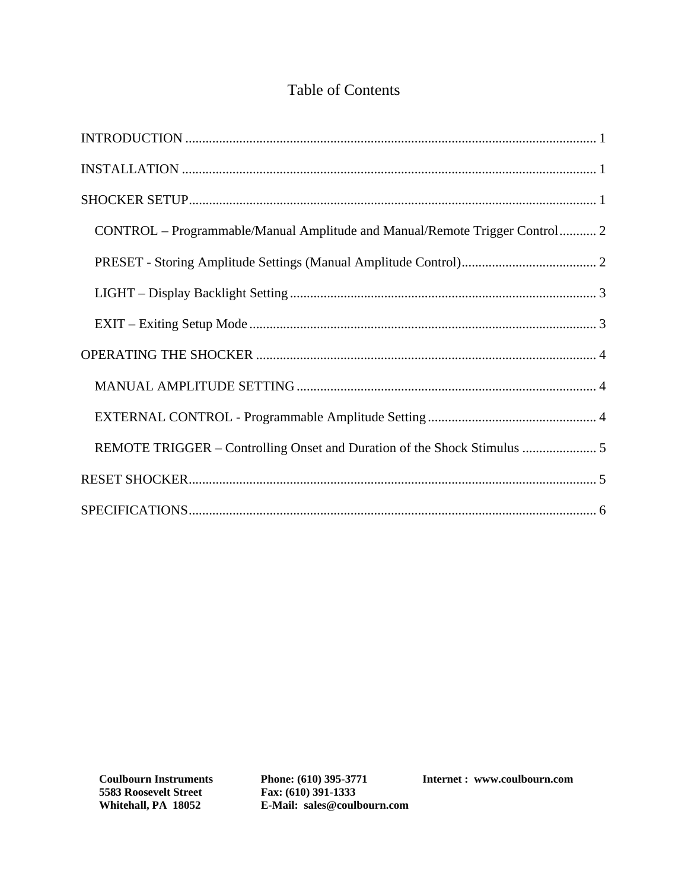# Table of Contents

INTRODUCTION ........................................................................................................................ 1

INSTALLATION ........................................................................................................................ 1

SHOCKER SETUP...................................................................................................................... 1

- CONTROL – Programmable/Manual Amplitude and Manual/Remote Trigger Control........... 2
- PRESET - Storing Amplitude Settings (Manual Amplitude Control)........................................ 2
- LIGHT – Display Backlight Setting.......................................................................................... 3
- EXIT – Exiting Setup Mode...................................................................................................... 3

OPERATING THE SHOCKER .................................................................................................... 4

- MANUAL AMPLITUDE SETTING......................................................................................... 4
- EXTERNAL CONTROL - Programmable Amplitude Setting.................................................. 4
- REMOTE TRIGGER – Controlling Onset and Duration of the Shock Stimulus ...................... 5

RESET SHOCKER...................................................................................................................... 5

SPECIFICATIONS...................................................................................................................... 6

**Coulbourn Instruments**
**5583 Roosevelt Street**
**Whitehall, PA 18052**

**Phone: (610) 395-3771**
**Fax: (610) 391-1333**
**E-Mail: sales@coulbourn.com**

**Internet : www.coulbourn.com**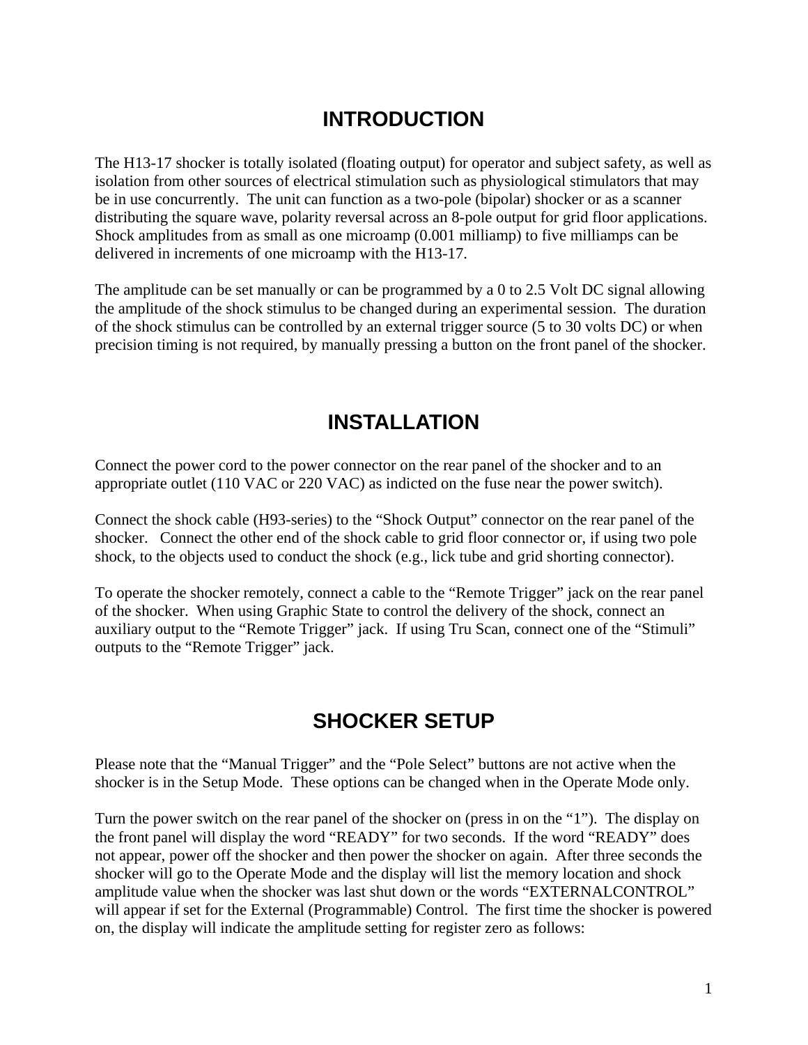# INTRODUCTION

The H13-17 shocker is totally isolated (floating output) for operator and subject safety, as well as isolation from other sources of electrical stimulation such as physiological stimulators that may be in use concurrently. The unit can function as a two-pole (bipolar) shocker or as a scanner distributing the square wave, polarity reversal across an 8-pole output for grid floor applications. Shock amplitudes from as small as one microamp (0.001 milliamp) to five milliamps can be delivered in increments of one microamp with the H13-17.

The amplitude can be set manually or can be programmed by a 0 to 2.5 Volt DC signal allowing the amplitude of the shock stimulus to be changed during an experimental session. The duration of the shock stimulus can be controlled by an external trigger source (5 to 30 volts DC) or when precision timing is not required, by manually pressing a button on the front panel of the shocker.

# INSTALLATION

Connect the power cord to the power connector on the rear panel of the shocker and to an appropriate outlet (110 VAC or 220 VAC) as indicted on the fuse near the power switch).

Connect the shock cable (H93-series) to the “Shock Output” connector on the rear panel of the shocker. Connect the other end of the shock cable to grid floor connector or, if using two pole shock, to the objects used to conduct the shock (e.g., lick tube and grid shorting connector).

To operate the shocker remotely, connect a cable to the “Remote Trigger” jack on the rear panel of the shocker. When using Graphic State to control the delivery of the shock, connect an auxiliary output to the “Remote Trigger” jack. If using Tru Scan, connect one of the “Stimuli” outputs to the “Remote Trigger” jack.

# SHOCKER SETUP

Please note that the “Manual Trigger” and the “Pole Select” buttons are not active when the shocker is in the Setup Mode. These options can be changed when in the Operate Mode only.

Turn the power switch on the rear panel of the shocker on (press in on the “1”). The display on the front panel will display the word “READY” for two seconds. If the word “READY” does not appear, power off the shocker and then power the shocker on again. After three seconds the shocker will go to the Operate Mode and the display will list the memory location and shock amplitude value when the shocker was last shut down or the words “EXTERNALCONTROL” will appear if set for the External (Programmable) Control. The first time the shocker is powered on, the display will indicate the amplitude setting for register zero as follows: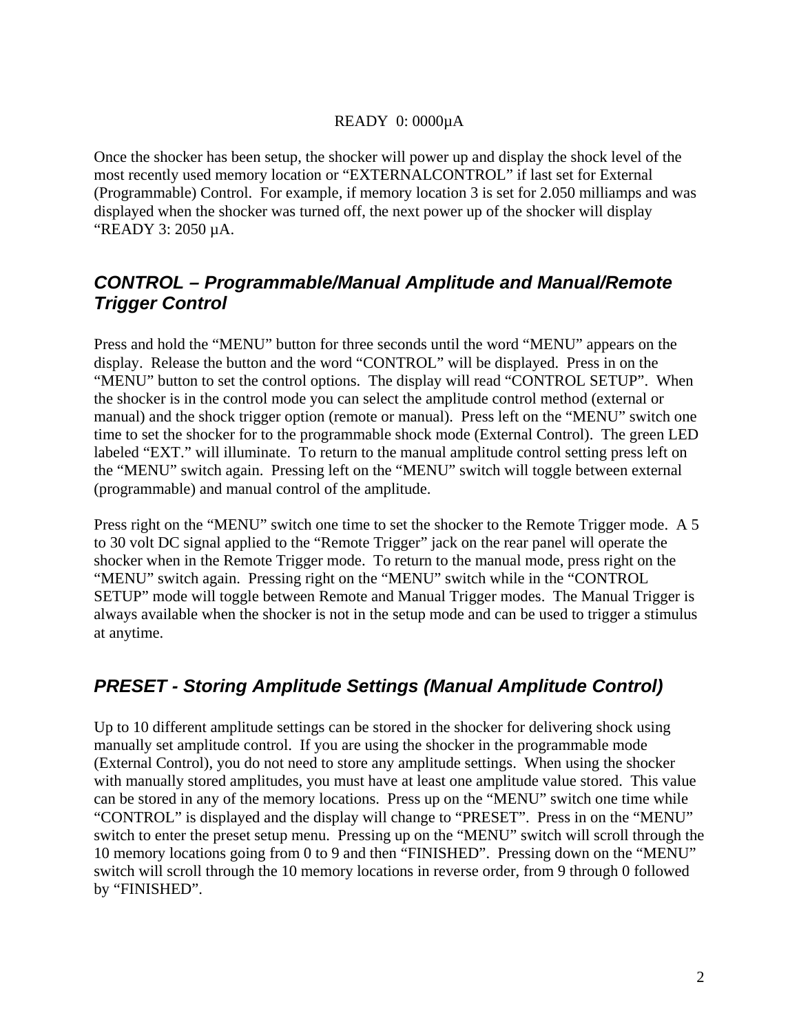READY 0: 0000µA

Once the shocker has been setup, the shocker will power up and display the shock level of the most recently used memory location or “EXTERNALCONTROL” if last set for External (Programmable) Control. For example, if memory location 3 is set for 2.050 milliamps and was displayed when the shocker was turned off, the next power up of the shocker will display “READY 3: 2050 µA.

## *CONTROL – Programmable/Manual Amplitude and Manual/Remote Trigger Control*

Press and hold the “MENU” button for three seconds until the word “MENU” appears on the display. Release the button and the word “CONTROL” will be displayed. Press in on the “MENU” button to set the control options. The display will read “CONTROL SETUP”. When the shocker is in the control mode you can select the amplitude control method (external or manual) and the shock trigger option (remote or manual). Press left on the “MENU” switch one time to set the shocker for to the programmable shock mode (External Control). The green LED labeled “EXT.” will illuminate. To return to the manual amplitude control setting press left on the “MENU” switch again. Pressing left on the “MENU” switch will toggle between external (programmable) and manual control of the amplitude.

Press right on the “MENU” switch one time to set the shocker to the Remote Trigger mode. A 5 to 30 volt DC signal applied to the “Remote Trigger” jack on the rear panel will operate the shocker when in the Remote Trigger mode. To return to the manual mode, press right on the “MENU” switch again. Pressing right on the “MENU” switch while in the “CONTROL SETUP” mode will toggle between Remote and Manual Trigger modes. The Manual Trigger is always available when the shocker is not in the setup mode and can be used to trigger a stimulus at anytime.

## *PRESET - Storing Amplitude Settings (Manual Amplitude Control)*

Up to 10 different amplitude settings can be stored in the shocker for delivering shock using manually set amplitude control. If you are using the shocker in the programmable mode (External Control), you do not need to store any amplitude settings. When using the shocker with manually stored amplitudes, you must have at least one amplitude value stored. This value can be stored in any of the memory locations. Press up on the “MENU” switch one time while “CONTROL” is displayed and the display will change to “PRESET”. Press in on the “MENU” switch to enter the preset setup menu. Pressing up on the “MENU” switch will scroll through the 10 memory locations going from 0 to 9 and then “FINISHED”. Pressing down on the “MENU” switch will scroll through the 10 memory locations in reverse order, from 9 through 0 followed by “FINISHED”.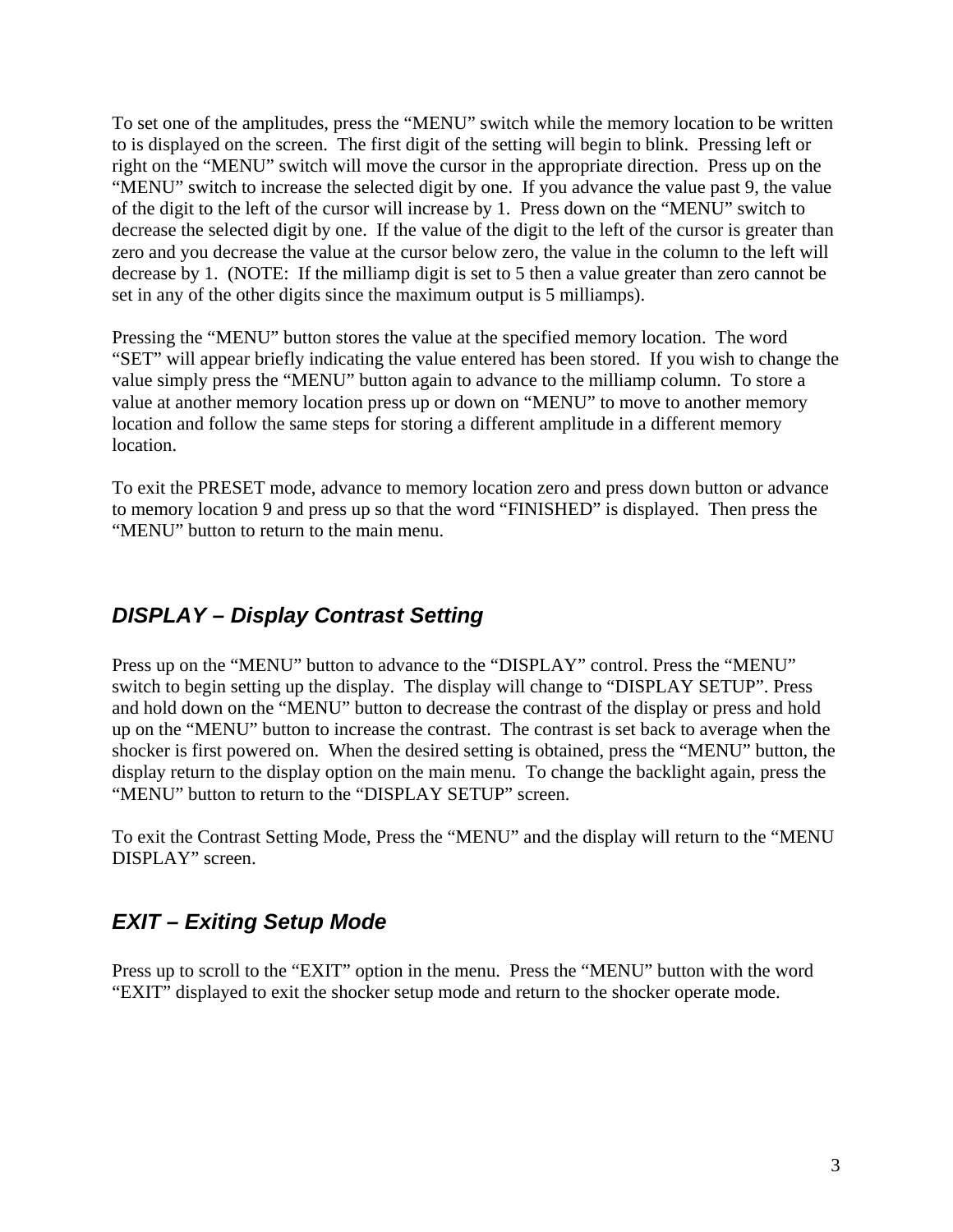To set one of the amplitudes, press the “MENU” switch while the memory location to be written to is displayed on the screen. The first digit of the setting will begin to blink. Pressing left or right on the “MENU” switch will move the cursor in the appropriate direction. Press up on the “MENU” switch to increase the selected digit by one. If you advance the value past 9, the value of the digit to the left of the cursor will increase by 1. Press down on the “MENU” switch to decrease the selected digit by one. If the value of the digit to the left of the cursor is greater than zero and you decrease the value at the cursor below zero, the value in the column to the left will decrease by 1. (NOTE: If the milliamp digit is set to 5 then a value greater than zero cannot be set in any of the other digits since the maximum output is 5 milliamps).

Pressing the “MENU” button stores the value at the specified memory location. The word “SET” will appear briefly indicating the value entered has been stored. If you wish to change the value simply press the “MENU” button again to advance to the milliamp column. To store a value at another memory location press up or down on “MENU” to move to another memory location and follow the same steps for storing a different amplitude in a different memory location.

To exit the PRESET mode, advance to memory location zero and press down button or advance to memory location 9 and press up so that the word “FINISHED” is displayed. Then press the “MENU” button to return to the main menu.

## *DISPLAY – Display Contrast Setting*

Press up on the “MENU” button to advance to the “DISPLAY” control. Press the “MENU” switch to begin setting up the display. The display will change to “DISPLAY SETUP”. Press and hold down on the “MENU” button to decrease the contrast of the display or press and hold up on the “MENU” button to increase the contrast. The contrast is set back to average when the shocker is first powered on. When the desired setting is obtained, press the “MENU” button, the display return to the display option on the main menu. To change the backlight again, press the “MENU” button to return to the “DISPLAY SETUP” screen.

To exit the Contrast Setting Mode, Press the “MENU” and the display will return to the “MENU DISPLAY” screen.

## *EXIT – Exiting Setup Mode*

Press up to scroll to the “EXIT” option in the menu. Press the “MENU” button with the word “EXIT” displayed to exit the shocker setup mode and return to the shocker operate mode.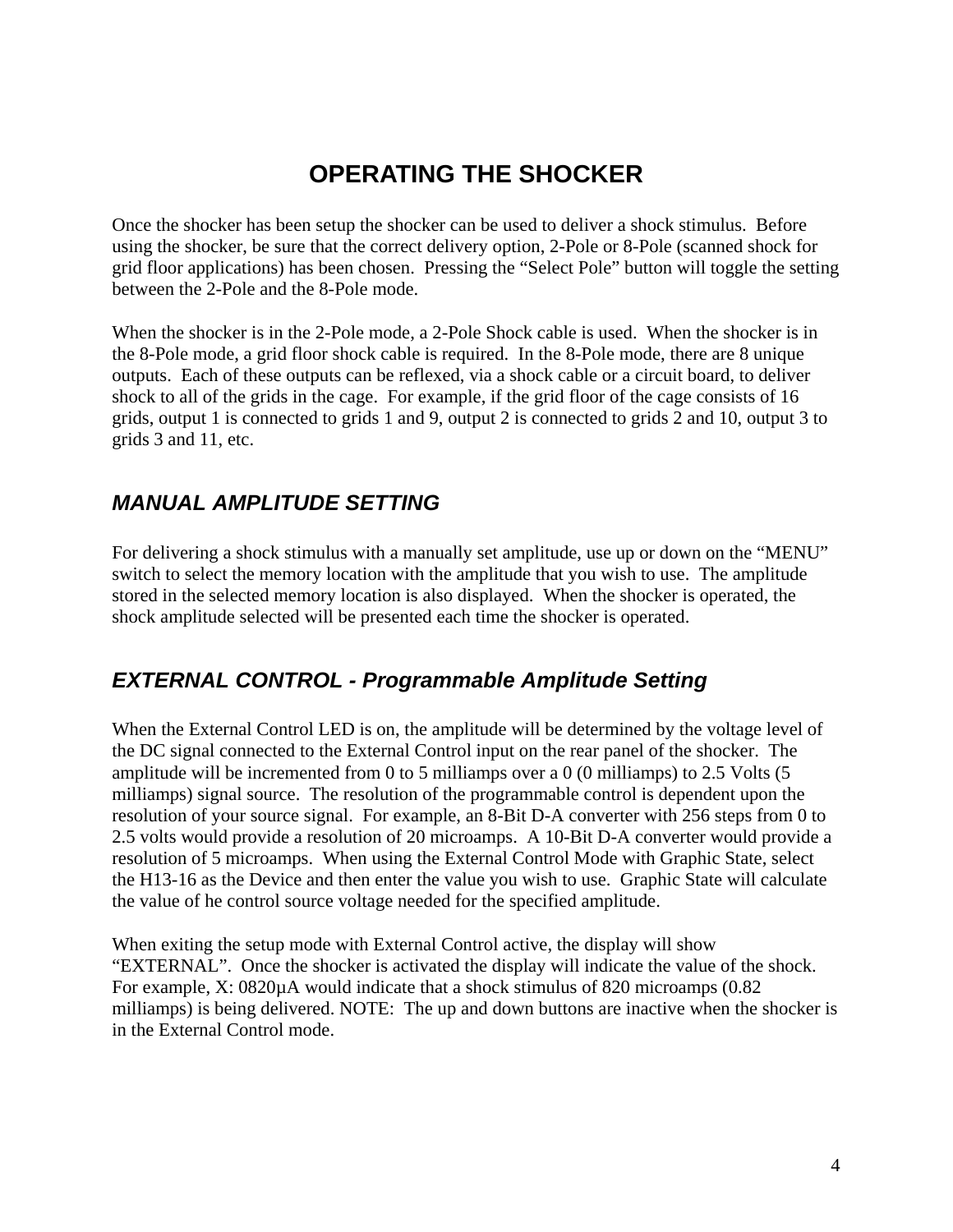# OPERATING THE SHOCKER

Once the shocker has been setup the shocker can be used to deliver a shock stimulus. Before using the shocker, be sure that the correct delivery option, 2-Pole or 8-Pole (scanned shock for grid floor applications) has been chosen. Pressing the "Select Pole" button will toggle the setting between the 2-Pole and the 8-Pole mode.

When the shocker is in the 2-Pole mode, a 2-Pole Shock cable is used. When the shocker is in the 8-Pole mode, a grid floor shock cable is required. In the 8-Pole mode, there are 8 unique outputs. Each of these outputs can be reflexed, via a shock cable or a circuit board, to deliver shock to all of the grids in the cage. For example, if the grid floor of the cage consists of 16 grids, output 1 is connected to grids 1 and 9, output 2 is connected to grids 2 and 10, output 3 to grids 3 and 11, etc.

## *MANUAL AMPLITUDE SETTING*

For delivering a shock stimulus with a manually set amplitude, use up or down on the "MENU" switch to select the memory location with the amplitude that you wish to use. The amplitude stored in the selected memory location is also displayed. When the shocker is operated, the shock amplitude selected will be presented each time the shocker is operated.

## *EXTERNAL CONTROL - Programmable Amplitude Setting*

When the External Control LED is on, the amplitude will be determined by the voltage level of the DC signal connected to the External Control input on the rear panel of the shocker. The amplitude will be incremented from 0 to 5 milliamps over a 0 (0 milliamps) to 2.5 Volts (5 milliamps) signal source. The resolution of the programmable control is dependent upon the resolution of your source signal. For example, an 8-Bit D-A converter with 256 steps from 0 to 2.5 volts would provide a resolution of 20 microamps. A 10-Bit D-A converter would provide a resolution of 5 microamps. When using the External Control Mode with Graphic State, select the H13-16 as the Device and then enter the value you wish to use. Graphic State will calculate the value of he control source voltage needed for the specified amplitude.

When exiting the setup mode with External Control active, the display will show "EXTERNAL". Once the shocker is activated the display will indicate the value of the shock. For example, X: 0820µA would indicate that a shock stimulus of 820 microamps (0.82 milliamps) is being delivered. NOTE: The up and down buttons are inactive when the shocker is in the External Control mode.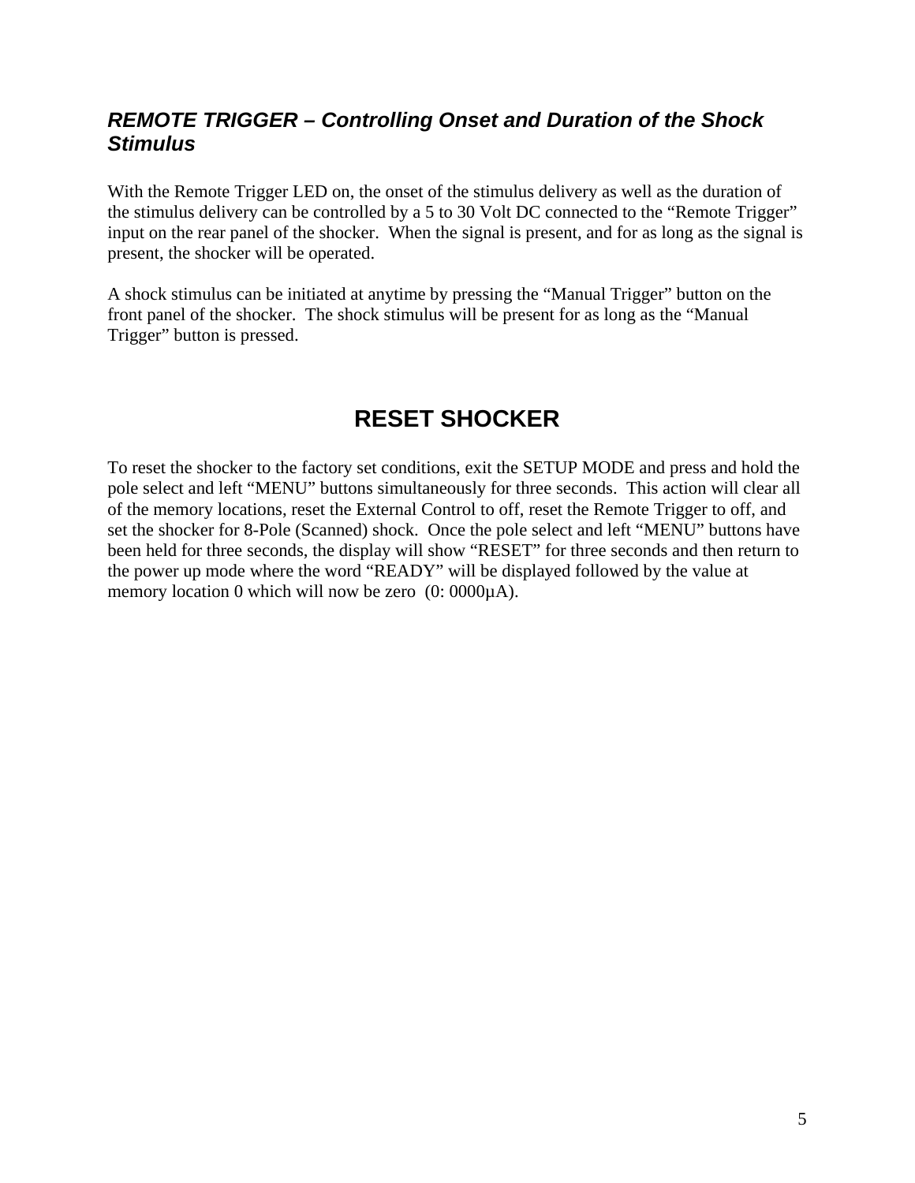### *REMOTE TRIGGER – Controlling Onset and Duration of the Shock Stimulus*

With the Remote Trigger LED on, the onset of the stimulus delivery as well as the duration of the stimulus delivery can be controlled by a 5 to 30 Volt DC connected to the “Remote Trigger” input on the rear panel of the shocker. When the signal is present, and for as long as the signal is present, the shocker will be operated.

A shock stimulus can be initiated at anytime by pressing the “Manual Trigger” button on the front panel of the shocker. The shock stimulus will be present for as long as the “Manual Trigger” button is pressed.

## RESET SHOCKER

To reset the shocker to the factory set conditions, exit the SETUP MODE and press and hold the pole select and left “MENU” buttons simultaneously for three seconds. This action will clear all of the memory locations, reset the External Control to off, reset the Remote Trigger to off, and set the shocker for 8-Pole (Scanned) shock. Once the pole select and left “MENU” buttons have been held for three seconds, the display will show “RESET” for three seconds and then return to the power up mode where the word “READY” will be displayed followed by the value at memory location 0 which will now be zero (0: 0000µA).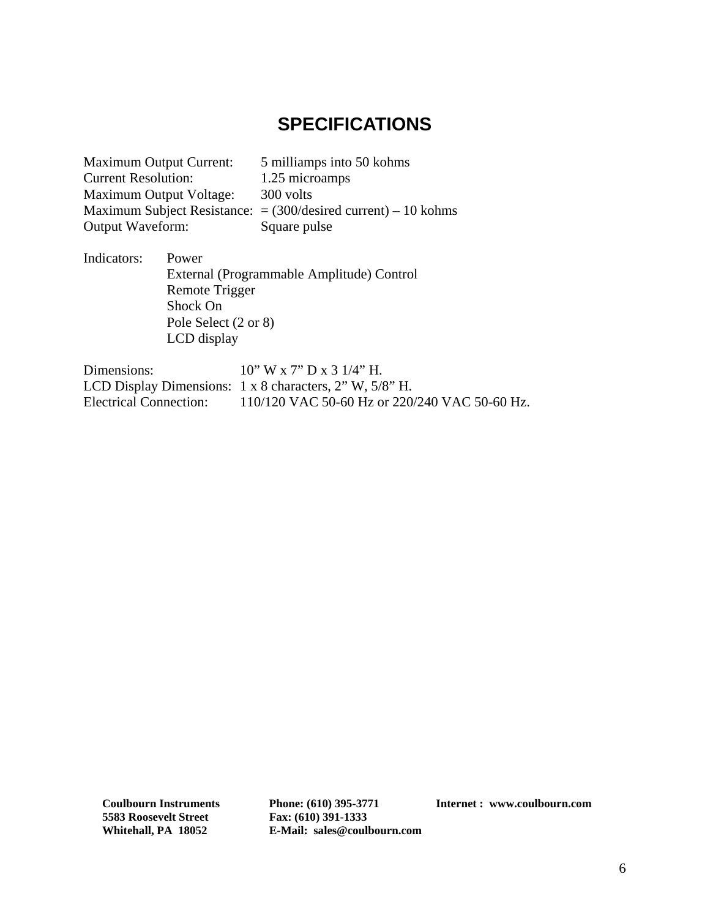# SPECIFICATIONS

| | |
|---|---|
| Maximum Output Current: | 5 milliamps into 50 kohms |
| Current Resolution: | 1.25 microamps |
| Maximum Output Voltage: | 300 volts |
| Maximum Subject Resistance: | = (300/desired current) – 10 kohms |
| Output Waveform: | Square pulse |

Indicators:
- Power
- External (Programmable Amplitude) Control
- Remote Trigger
- Shock On
- Pole Select (2 or 8)
- LCD display

| | |
|---|---|
| Dimensions: | 10" W x 7" D x 3 1/4" H. |
| LCD Display Dimensions: | 1 x 8 characters, 2" W, 5/8" H. |
| Electrical Connection: | 110/120 VAC 50-60 Hz or 220/240 VAC 50-60 Hz. |

**Coulbourn Instruments**
**5583 Roosevelt Street**
**Whitehall, PA 18052**

**Phone: (610) 395-3771**
**Fax: (610) 391-1333**
**E-Mail: sales@coulbourn.com**

**Internet : www.coulbourn.com**